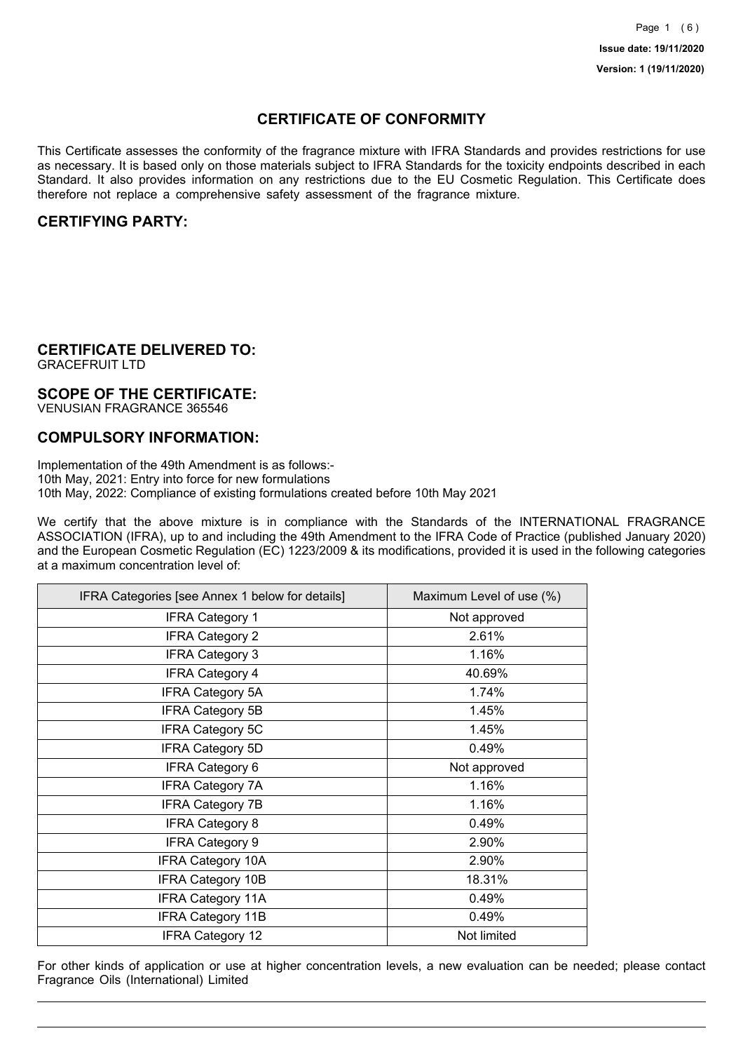Issue date: 19/11/2020

Version: 1 (19/11/2020)

# CERTIFICATE OF CONFORMITY

This Certificate assesses the conformity of the fragrance mixture with IFRA Standards and provides restrictions for use as necessary. It is based only on those materials subject to IFRA Standards for the toxicity endpoints described in each Standard. It also provides information on any restrictions due to the EU Cosmetic Regulation. This Certificate does therefore not replace a comprehensive safety assessment of the fragrance mixture.

## CERTIFYING PARTY:

## CERTIFICATE DELIVERED TO:

GRACEFRUIT LTD

## SCOPE OF THE CERTIFICATE:

VENUSIAN FRAGRANCE 365546

## COMPULSORY INFORMATION:

Implementation of the 49th Amendment is as follows:-
10th May, 2021: Entry into force for new formulations
10th May, 2022: Compliance of existing formulations created before 10th May 2021

We certify that the above mixture is in compliance with the Standards of the INTERNATIONAL FRAGRANCE ASSOCIATION (IFRA), up to and including the 49th Amendment to the IFRA Code of Practice (published January 2020) and the European Cosmetic Regulation (EC) 1223/2009 & its modifications, provided it is used in the following categories at a maximum concentration level of:

| IFRA Categories [see Annex 1 below for details] | Maximum Level of use (%) |
| --- | --- |
| IFRA Category 1 | Not approved |
| IFRA Category 2 | 2.61% |
| IFRA Category 3 | 1.16% |
| IFRA Category 4 | 40.69% |
| IFRA Category 5A | 1.74% |
| IFRA Category 5B | 1.45% |
| IFRA Category 5C | 1.45% |
| IFRA Category 5D | 0.49% |
| IFRA Category 6 | Not approved |
| IFRA Category 7A | 1.16% |
| IFRA Category 7B | 1.16% |
| IFRA Category 8 | 0.49% |
| IFRA Category 9 | 2.90% |
| IFRA Category 10A | 2.90% |
| IFRA Category 10B | 18.31% |
| IFRA Category 11A | 0.49% |
| IFRA Category 11B | 0.49% |
| IFRA Category 12 | Not limited |

For other kinds of application or use at higher concentration levels, a new evaluation can be needed; please contact Fragrance Oils (International) Limited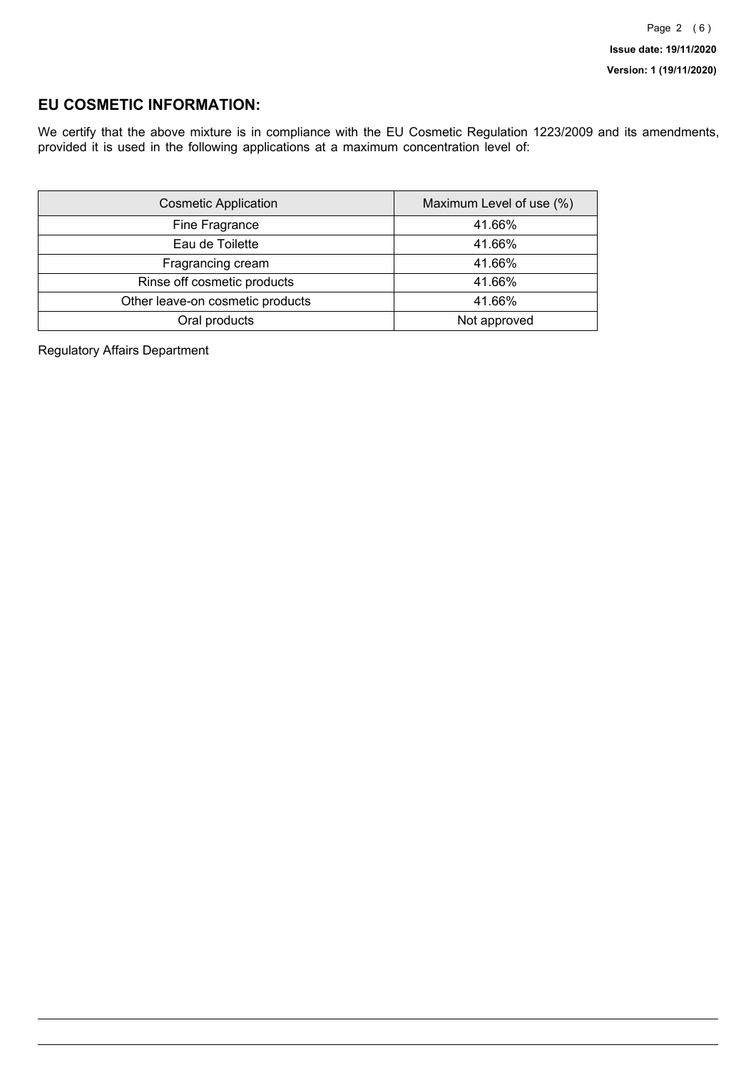## EU COSMETIC INFORMATION:

We certify that the above mixture is in compliance with the EU Cosmetic Regulation 1223/2009 and its amendments, provided it is used in the following applications at a maximum concentration level of:

| Cosmetic Application | Maximum Level of use (%) |
| --- | --- |
| Fine Fragrance | 41.66% |
| Eau de Toilette | 41.66% |
| Fragrancing cream | 41.66% |
| Rinse off cosmetic products | 41.66% |
| Other leave-on cosmetic products | 41.66% |
| Oral products | Not approved |

Regulatory Affairs Department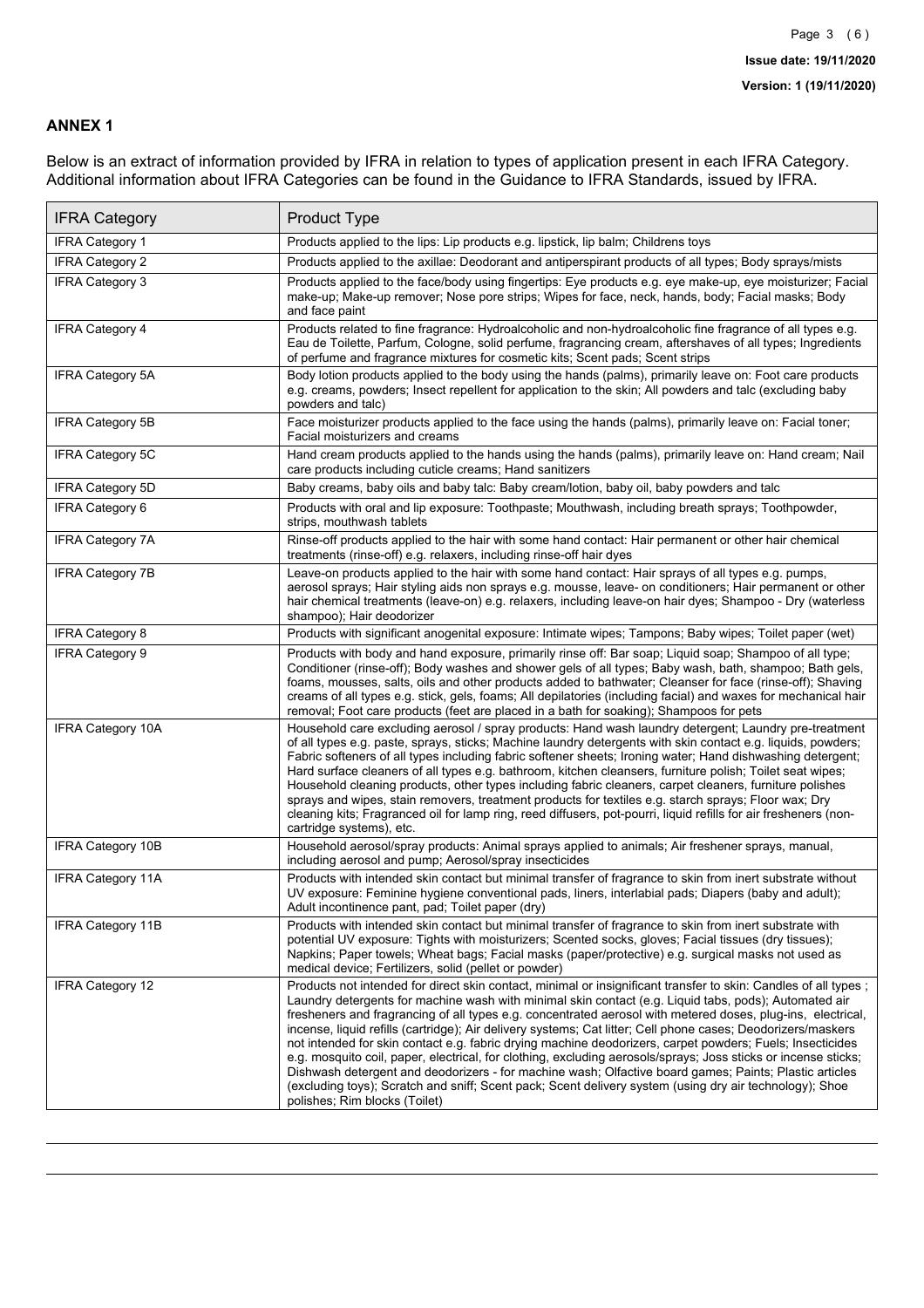## ANNEX 1

Below is an extract of information provided by IFRA in relation to types of application present in each IFRA Category. Additional information about IFRA Categories can be found in the Guidance to IFRA Standards, issued by IFRA.

| IFRA Category | Product Type |
| --- | --- |
| IFRA Category 1 | Products applied to the lips: Lip products e.g. lipstick, lip balm; Childrens toys |
| IFRA Category 2 | Products applied to the axillae: Deodorant and antiperspirant products of all types; Body sprays/mists |
| IFRA Category 3 | Products applied to the face/body using fingertips: Eye products e.g. eye make-up, eye moisturizer; Facial make-up; Make-up remover; Nose pore strips; Wipes for face, neck, hands, body; Facial masks; Body and face paint |
| IFRA Category 4 | Products related to fine fragrance: Hydroalcoholic and non-hydroalcoholic fine fragrance of all types e.g. Eau de Toilette, Parfum, Cologne, solid perfume, fragrancing cream, aftershaves of all types; Ingredients of perfume and fragrance mixtures for cosmetic kits; Scent pads; Scent strips |
| IFRA Category 5A | Body lotion products applied to the body using the hands (palms), primarily leave on: Foot care products e.g. creams, powders; Insect repellent for application to the skin; All powders and talc (excluding baby powders and talc) |
| IFRA Category 5B | Face moisturizer products applied to the face using the hands (palms), primarily leave on: Facial toner; Facial moisturizers and creams |
| IFRA Category 5C | Hand cream products applied to the hands using the hands (palms), primarily leave on: Hand cream; Nail care products including cuticle creams; Hand sanitizers |
| IFRA Category 5D | Baby creams, baby oils and baby talc: Baby cream/lotion, baby oil, baby powders and talc |
| IFRA Category 6 | Products with oral and lip exposure: Toothpaste; Mouthwash, including breath sprays; Toothpowder, strips, mouthwash tablets |
| IFRA Category 7A | Rinse-off products applied to the hair with some hand contact: Hair permanent or other hair chemical treatments (rinse-off) e.g. relaxers, including rinse-off hair dyes |
| IFRA Category 7B | Leave-on products applied to the hair with some hand contact: Hair sprays of all types e.g. pumps, aerosol sprays; Hair styling aids non sprays e.g. mousse, leave- on conditioners; Hair permanent or other hair chemical treatments (leave-on) e.g. relaxers, including leave-on hair dyes; Shampoo - Dry (waterless shampoo); Hair deodorizer |
| IFRA Category 8 | Products with significant anogenital exposure: Intimate wipes; Tampons; Baby wipes; Toilet paper (wet) |
| IFRA Category 9 | Products with body and hand exposure, primarily rinse off: Bar soap; Liquid soap; Shampoo of all type; Conditioner (rinse-off); Body washes and shower gels of all types; Baby wash, bath, shampoo; Bath gels, foams, mousses, salts, oils and other products added to bathwater; Cleanser for face (rinse-off); Shaving creams of all types e.g. stick, gels, foams; All depilatories (including facial) and waxes for mechanical hair removal; Foot care products (feet are placed in a bath for soaking); Shampoos for pets |
| IFRA Category 10A | Household care excluding aerosol / spray products: Hand wash laundry detergent; Laundry pre-treatment of all types e.g. paste, sprays, sticks; Machine laundry detergents with skin contact e.g. liquids, powders; Fabric softeners of all types including fabric softener sheets; Ironing water; Hand dishwashing detergent; Hard surface cleaners of all types e.g. bathroom, kitchen cleansers, furniture polish; Toilet seat wipes; Household cleaning products, other types including fabric cleaners, carpet cleaners, furniture polishes sprays and wipes, stain removers, treatment products for textiles e.g. starch sprays; Floor wax; Dry cleaning kits; Fragranced oil for lamp ring, reed diffusers, pot-pourri, liquid refills for air fresheners (non-cartridge systems), etc. |
| IFRA Category 10B | Household aerosol/spray products: Animal sprays applied to animals; Air freshener sprays, manual, including aerosol and pump; Aerosol/spray insecticides |
| IFRA Category 11A | Products with intended skin contact but minimal transfer of fragrance to skin from inert substrate without UV exposure: Feminine hygiene conventional pads, liners, interlabial pads; Diapers (baby and adult); Adult incontinence pant, pad; Toilet paper (dry) |
| IFRA Category 11B | Products with intended skin contact but minimal transfer of fragrance to skin from inert substrate with potential UV exposure: Tights with moisturizers; Scented socks, gloves; Facial tissues (dry tissues); Napkins; Paper towels; Wheat bags; Facial masks (paper/protective) e.g. surgical masks not used as medical device; Fertilizers, solid (pellet or powder) |
| IFRA Category 12 | Products not intended for direct skin contact, minimal or insignificant transfer to skin: Candles of all types ; Laundry detergents for machine wash with minimal skin contact (e.g. Liquid tabs, pods); Automated air fresheners and fragrancing of all types e.g. concentrated aerosol with metered doses, plug-ins, electrical, incense, liquid refills (cartridge); Air delivery systems; Cat litter; Cell phone cases; Deodorizers/maskers not intended for skin contact e.g. fabric drying machine deodorizers, carpet powders; Fuels; Insecticides e.g. mosquito coil, paper, electrical, for clothing, excluding aerosols/sprays; Joss sticks or incense sticks; Dishwash detergent and deodorizers - for machine wash; Olfactive board games; Paints; Plastic articles (excluding toys); Scratch and sniff; Scent pack; Scent delivery system (using dry air technology); Shoe polishes; Rim blocks (Toilet) |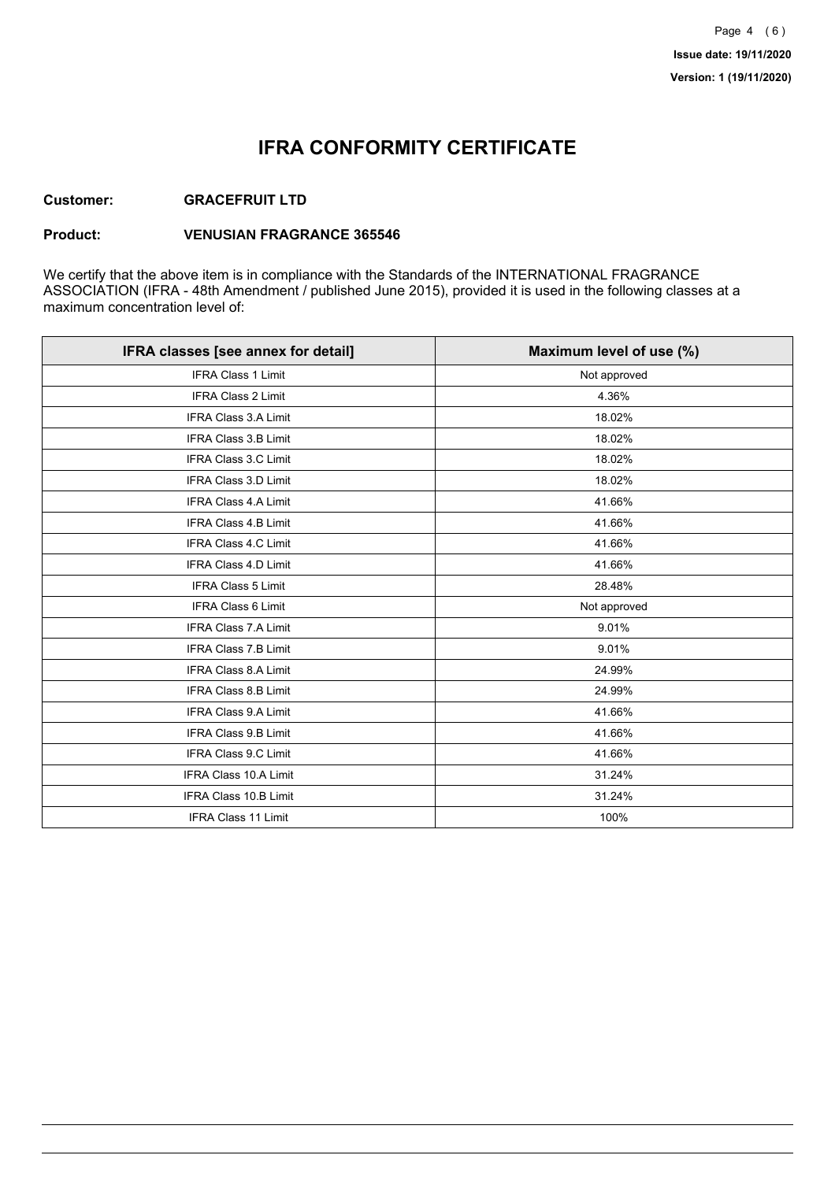# IFRA CONFORMITY CERTIFICATE

**Customer:** **GRACEFRUIT LTD**

**Product:** **VENUSIAN FRAGRANCE 365546**

We certify that the above item is in compliance with the Standards of the INTERNATIONAL FRAGRANCE ASSOCIATION (IFRA - 48th Amendment / published June 2015), provided it is used in the following classes at a maximum concentration level of:

| IFRA classes [see annex for detail] | Maximum level of use (%) |
| --- | --- |
| IFRA Class 1 Limit | Not approved |
| IFRA Class 2 Limit | 4.36% |
| IFRA Class 3.A Limit | 18.02% |
| IFRA Class 3.B Limit | 18.02% |
| IFRA Class 3.C Limit | 18.02% |
| IFRA Class 3.D Limit | 18.02% |
| IFRA Class 4.A Limit | 41.66% |
| IFRA Class 4.B Limit | 41.66% |
| IFRA Class 4.C Limit | 41.66% |
| IFRA Class 4.D Limit | 41.66% |
| IFRA Class 5 Limit | 28.48% |
| IFRA Class 6 Limit | Not approved |
| IFRA Class 7.A Limit | 9.01% |
| IFRA Class 7.B Limit | 9.01% |
| IFRA Class 8.A Limit | 24.99% |
| IFRA Class 8.B Limit | 24.99% |
| IFRA Class 9.A Limit | 41.66% |
| IFRA Class 9.B Limit | 41.66% |
| IFRA Class 9.C Limit | 41.66% |
| IFRA Class 10.A Limit | 31.24% |
| IFRA Class 10.B Limit | 31.24% |
| IFRA Class 11 Limit | 100% |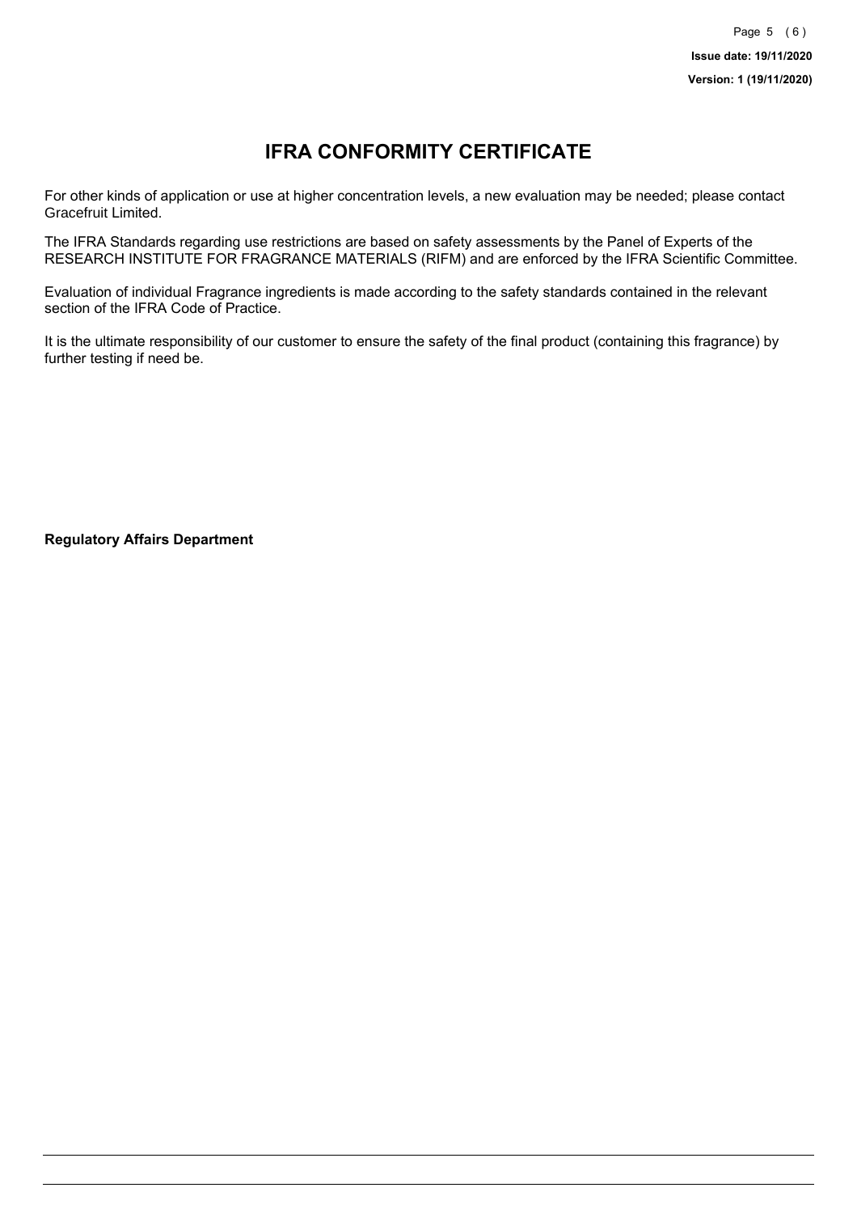# IFRA CONFORMITY CERTIFICATE

For other kinds of application or use at higher concentration levels, a new evaluation may be needed; please contact Gracefruit Limited.

The IFRA Standards regarding use restrictions are based on safety assessments by the Panel of Experts of the RESEARCH INSTITUTE FOR FRAGRANCE MATERIALS (RIFM) and are enforced by the IFRA Scientific Committee.

Evaluation of individual Fragrance ingredients is made according to the safety standards contained in the relevant section of the IFRA Code of Practice.

It is the ultimate responsibility of our customer to ensure the safety of the final product (containing this fragrance) by further testing if need be.

**Regulatory Affairs Department**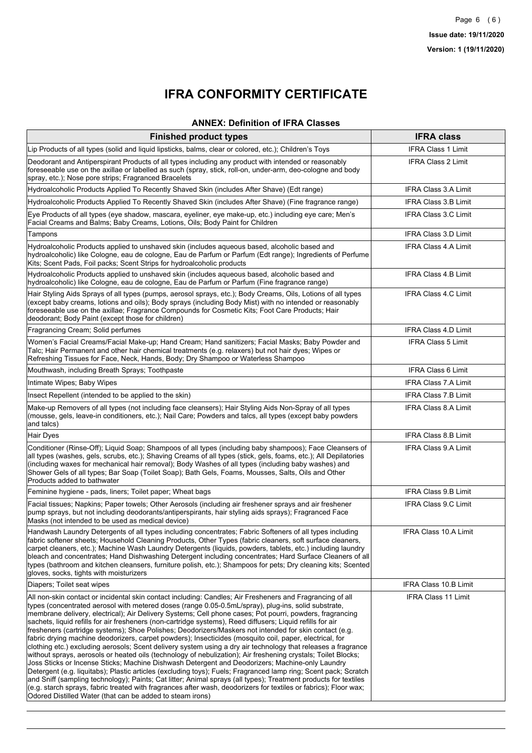# IFRA CONFORMITY CERTIFICATE

### ANNEX: Definition of IFRA Classes

| Finished product types | IFRA class |
|---|---|
| Lip Products of all types (solid and liquid lipsticks, balms, clear or colored, etc.); Children's Toys | IFRA Class 1 Limit |
| Deodorant and Antiperspirant Products of all types including any product with intended or reasonably foreseeable use on the axillae or labelled as such (spray, stick, roll-on, under-arm, deo-cologne and body spray, etc.); Nose pore strips; Fragranced Bracelets | IFRA Class 2 Limit |
| Hydroalcoholic Products Applied To Recently Shaved Skin (includes After Shave) (Edt range) | IFRA Class 3.A Limit |
| Hydroalcoholic Products Applied To Recently Shaved Skin (includes After Shave) (Fine fragrance range) | IFRA Class 3.B Limit |
| Eye Products of all types (eye shadow, mascara, eyeliner, eye make-up, etc.) including eye care; Men's Facial Creams and Balms; Baby Creams, Lotions, Oils; Body Paint for Children | IFRA Class 3.C Limit |
| Tampons | IFRA Class 3.D Limit |
| Hydroalcoholic Products applied to unshaved skin (includes aqueous based, alcoholic based and hydroalcoholic) like Cologne, eau de cologne, Eau de Parfum or Parfum (Edt range); Ingredients of Perfume Kits; Scent Pads, Foil packs; Scent Strips for hydroalcoholic products | IFRA Class 4.A Limit |
| Hydroalcoholic Products applied to unshaved skin (includes aqueous based, alcoholic based and hydroalcoholic) like Cologne, eau de cologne, Eau de Parfum or Parfum (Fine fragrance range) | IFRA Class 4.B Limit |
| Hair Styling Aids Sprays of all types (pumps, aerosol sprays, etc.); Body Creams, Oils, Lotions of all types (except baby creams, lotions and oils); Body sprays (including Body Mist) with no intended or reasonably foreseeable use on the axillae; Fragrance Compounds for Cosmetic Kits; Foot Care Products; Hair deodorant; Body Paint (except those for children) | IFRA Class 4.C Limit |
| Fragrancing Cream; Solid perfumes | IFRA Class 4.D Limit |
| Women's Facial Creams/Facial Make-up; Hand Cream; Hand sanitizers; Facial Masks; Baby Powder and Talc; Hair Permanent and other hair chemical treatments (e.g. relaxers) but not hair dyes; Wipes or Refreshing Tissues for Face, Neck, Hands, Body; Dry Shampoo or Waterless Shampoo | IFRA Class 5 Limit |
| Mouthwash, including Breath Sprays; Toothpaste | IFRA Class 6 Limit |
| Intimate Wipes; Baby Wipes | IFRA Class 7.A Limit |
| Insect Repellent (intended to be applied to the skin) | IFRA Class 7.B Limit |
| Make-up Removers of all types (not including face cleansers); Hair Styling Aids Non-Spray of all types (mousse, gels, leave-in conditioners, etc.); Nail Care; Powders and talcs, all types (except baby powders and talcs) | IFRA Class 8.A Limit |
| Hair Dyes | IFRA Class 8.B Limit |
| Conditioner (Rinse-Off); Liquid Soap; Shampoos of all types (including baby shampoos); Face Cleansers of all types (washes, gels, scrubs, etc.); Shaving Creams of all types (stick, gels, foams, etc.); All Depilatories (including waxes for mechanical hair removal); Body Washes of all types (including baby washes) and Shower Gels of all types; Bar Soap (Toilet Soap); Bath Gels, Foams, Mousses, Salts, Oils and Other Products added to bathwater | IFRA Class 9.A Limit |
| Feminine hygiene - pads, liners; Toilet paper; Wheat bags | IFRA Class 9.B Limit |
| Facial tissues; Napkins; Paper towels; Other Aerosols (including air freshener sprays and air freshener pump sprays, but not including deodorants/antiperspirants, hair styling aids sprays); Fragranced Face Masks (not intended to be used as medical device) | IFRA Class 9.C Limit |
| Handwash Laundry Detergents of all types including concentrates; Fabric Softeners of all types including fabric softener sheets; Household Cleaning Products, Other Types (fabric cleaners, soft surface cleaners, carpet cleaners, etc.); Machine Wash Laundry Detergents (liquids, powders, tablets, etc.) including laundry bleach and concentrates; Hand Dishwashing Detergent including concentrates; Hard Surface Cleaners of all types (bathroom and kitchen cleansers, furniture polish, etc.); Shampoos for pets; Dry cleaning kits; Scented gloves, socks, tights with moisturizers | IFRA Class 10.A Limit |
| Diapers; Toilet seat wipes | IFRA Class 10.B Limit |
| All non-skin contact or incidental skin contact including: Candles; Air Fresheners and Fragrancing of all types (concentrated aerosol with metered doses (range 0.05-0.5mL/spray), plug-ins, solid substrate, membrane delivery, electrical); Air Delivery Systems; Cell phone cases; Pot pourri, powders, fragrancing sachets, liquid refills for air fresheners (non-cartridge systems), Reed diffusers; Liquid refills for air fresheners (cartridge systems); Shoe Polishes; Deodorizers/Maskers not intended for skin contact (e.g. fabric drying machine deodorizers, carpet powders); Insecticides (mosquito coil, paper, electrical, for clothing etc.) excluding aerosols; Scent delivery system using a dry air technology that releases a fragrance without sprays, aerosols or heated oils (technology of nebulization); Air freshening crystals; Toilet Blocks; Joss Sticks or Incense Sticks; Machine Dishwash Detergent and Deodorizers; Machine-only Laundry Detergent (e.g. liquitabs); Plastic articles (excluding toys); Fuels; Fragranced lamp ring; Scent pack; Scratch and Sniff (sampling technology); Paints; Cat litter; Animal sprays (all types); Treatment products for textiles (e.g. starch sprays, fabric treated with fragrances after wash, deodorizers for textiles or fabrics); Floor wax; Odored Distilled Water (that can be added to steam irons) | IFRA Class 11 Limit |